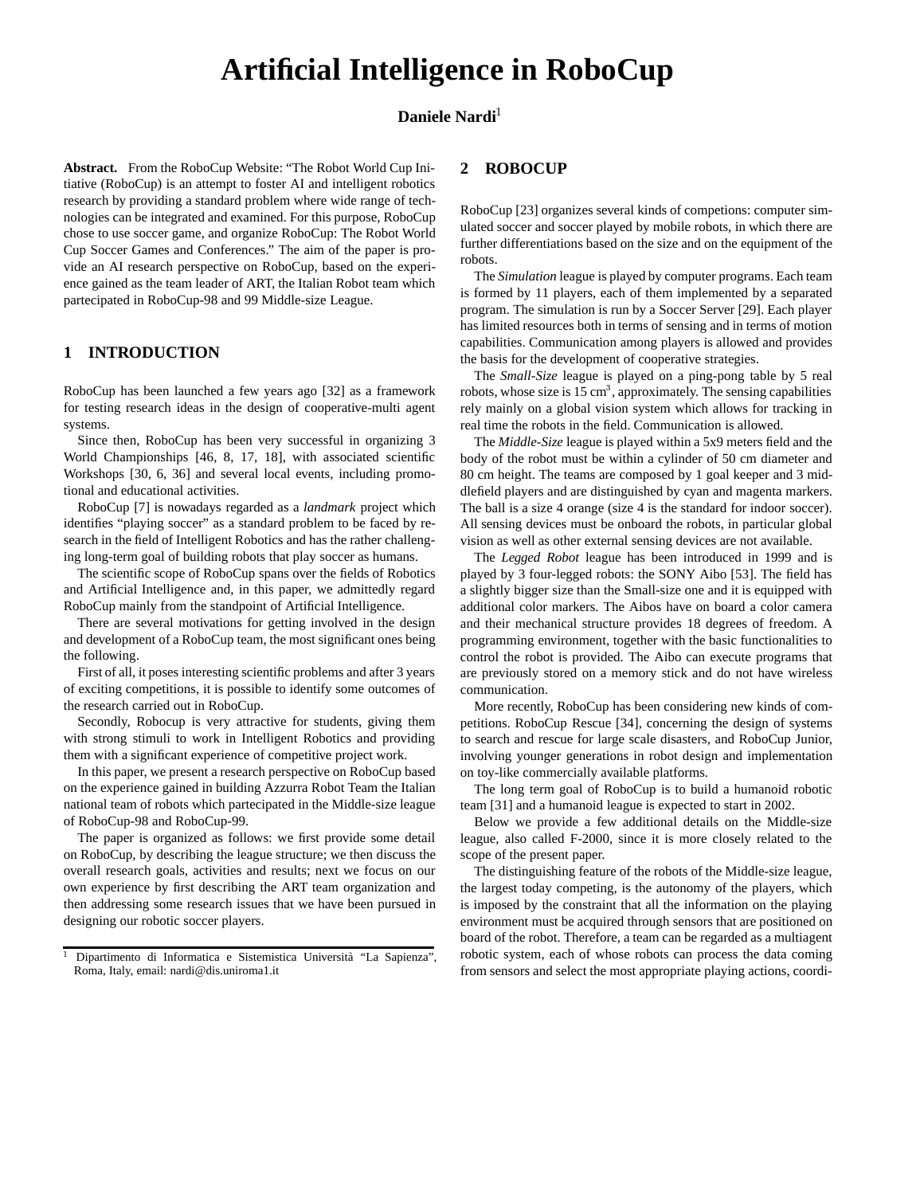# Artificial Intelligence in RoboCup

**Daniele Nardi**[1]

**Abstract.** From the RoboCup Website: "The Robot World Cup Initiative (RoboCup) is an attempt to foster AI and intelligent robotics research by providing a standard problem where wide range of technologies can be integrated and examined. For this purpose, RoboCup chose to use soccer game, and organize RoboCup: The Robot World Cup Soccer Games and Conferences." The aim of the paper is provide an AI research perspective on RoboCup, based on the experience gained as the team leader of ART, the Italian Robot team which partecipated in RoboCup-98 and 99 Middle-size League.

## 1 INTRODUCTION

RoboCup has been launched a few years ago [32] as a framework for testing research ideas in the design of cooperative-multi agent systems.

Since then, RoboCup has been very successful in organizing 3 World Championships [46, 8, 17, 18], with associated scientific Workshops [30, 6, 36] and several local events, including promotional and educational activities.

RoboCup [7] is nowadays regarded as a *landmark* project which identifies "playing soccer" as a standard problem to be faced by research in the field of Intelligent Robotics and has the rather challenging long-term goal of building robots that play soccer as humans.

The scientific scope of RoboCup spans over the fields of Robotics and Artificial Intelligence and, in this paper, we admittedly regard RoboCup mainly from the standpoint of Artificial Intelligence.

There are several motivations for getting involved in the design and development of a RoboCup team, the most significant ones being the following.

First of all, it poses interesting scientific problems and after 3 years of exciting competitions, it is possible to identify some outcomes of the research carried out in RoboCup.

Secondly, Robocup is very attractive for students, giving them with strong stimuli to work in Intelligent Robotics and providing them with a significant experience of competitive project work.

In this paper, we present a research perspective on RoboCup based on the experience gained in building Azzurra Robot Team the Italian national team of robots which partecipated in the Middle-size league of RoboCup-98 and RoboCup-99.

The paper is organized as follows: we first provide some detail on RoboCup, by describing the league structure; we then discuss the overall research goals, activities and results; next we focus on our own experience by first describing the ART team organization and then addressing some research issues that we have been pursued in designing our robotic soccer players.

[1] Dipartimento di Informatica e Sistemistica Università "La Sapienza", Roma, Italy, email: nardi@dis.uniroma1.it

## 2 ROBOCUP

RoboCup [23] organizes several kinds of competions: computer simulated soccer and soccer played by mobile robots, in which there are further differentiations based on the size and on the equipment of the robots.

The *Simulation* league is played by computer programs. Each team is formed by 11 players, each of them implemented by a separated program. The simulation is run by a Soccer Server [29]. Each player has limited resources both in terms of sensing and in terms of motion capabilities. Communication among players is allowed and provides the basis for the development of cooperative strategies.

The *Small-Size* league is played on a ping-pong table by 5 real robots, whose size is 15 cm$^3$, approximately. The sensing capabilities rely mainly on a global vision system which allows for tracking in real time the robots in the field. Communication is allowed.

The *Middle-Size* league is played within a 5x9 meters field and the body of the robot must be within a cylinder of 50 cm diameter and 80 cm height. The teams are composed by 1 goal keeper and 3 middlefield players and are distinguished by cyan and magenta markers. The ball is a size 4 orange (size 4 is the standard for indoor soccer). All sensing devices must be onboard the robots, in particular global vision as well as other external sensing devices are not available.

The *Legged Robot* league has been introduced in 1999 and is played by 3 four-legged robots: the SONY Aibo [53]. The field has a slightly bigger size than the Small-size one and it is equipped with additional color markers. The Aibos have on board a color camera and their mechanical structure provides 18 degrees of freedom. A programming environment, together with the basic functionalities to control the robot is provided. The Aibo can execute programs that are previously stored on a memory stick and do not have wireless communication.

More recently, RoboCup has been considering new kinds of competitions. RoboCup Rescue [34], concerning the design of systems to search and rescue for large scale disasters, and RoboCup Junior, involving younger generations in robot design and implementation on toy-like commercially available platforms.

The long term goal of RoboCup is to build a humanoid robotic team [31] and a humanoid league is expected to start in 2002.

Below we provide a few additional details on the Middle-size league, also called F-2000, since it is more closely related to the scope of the present paper.

The distinguishing feature of the robots of the Middle-size league, the largest today competing, is the autonomy of the players, which is imposed by the constraint that all the information on the playing environment must be acquired through sensors that are positioned on board of the robot. Therefore, a team can be regarded as a multiagent robotic system, each of whose robots can process the data coming from sensors and select the most appropriate playing actions, coordi-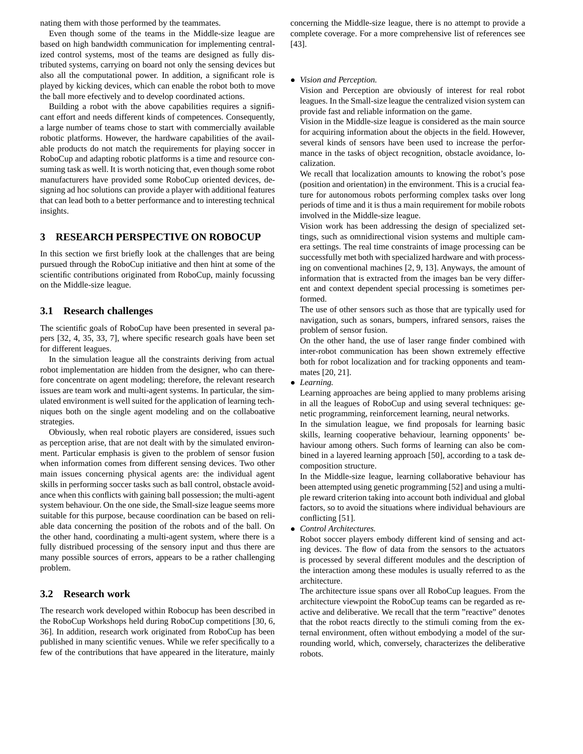nating them with those performed by the teammates.

Even though some of the teams in the Middle-size league are based on high bandwidth communication for implementing centralized control systems, most of the teams are designed as fully distributed systems, carrying on board not only the sensing devices but also all the computational power. In addition, a significant role is played by kicking devices, which can enable the robot both to move the ball more efectively and to develop coordinated actions.

Building a robot with the above capabilities requires a significant effort and needs different kinds of competences. Consequently, a large number of teams chose to start with commercially available robotic platforms. However, the hardware capabilities of the available products do not match the requirements for playing soccer in RoboCup and adapting robotic platforms is a time and resource consuming task as well. It is worth noticing that, even though some robot manufacturers have provided some RoboCup oriented devices, designing ad hoc solutions can provide a player with additional features that can lead both to a better performance and to interesting technical insights.

## 3 RESEARCH PERSPECTIVE ON ROBOCUP

In this section we first briefly look at the challenges that are being pursued through the RoboCup initiative and then hint at some of the scientific contributions originated from RoboCup, mainly focussing on the Middle-size league.

### 3.1 Research challenges

The scientific goals of RoboCup have been presented in several papers [32, 4, 35, 33, 7], where specific research goals have been set for different leagues.

In the simulation league all the constraints deriving from actual robot implementation are hidden from the designer, who can therefore concentrate on agent modeling; therefore, the relevant research issues are team work and multi-agent systems. In particular, the simulated environment is well suited for the application of learning techniques both on the single agent modeling and on the collaboative strategies.

Obviously, when real robotic players are considered, issues such as perception arise, that are not dealt with by the simulated environment. Particular emphasis is given to the problem of sensor fusion when information comes from different sensing devices. Two other main issues concerning physical agents are: the individual agent skills in performing soccer tasks such as ball control, obstacle avoidance when this conflicts with gaining ball possession; the multi-agent system behaviour. On the one side, the Small-size league seems more suitable for this purpose, because coordination can be based on reliable data concerning the position of the robots and of the ball. On the other hand, coordinating a multi-agent system, where there is a fully distribued processing of the sensory input and thus there are many possible sources of errors, appears to be a rather challenging problem.

### 3.2 Research work

The research work developed within Robocup has been described in the RoboCup Workshops held during RoboCup competitions [30, 6, 36]. In addition, research work originated from RoboCup has been published in many scientific venues. While we refer specifically to a few of the contributions that have appeared in the literature, mainly concerning the Middle-size league, there is no attempt to provide a complete coverage. For a more comprehensive list of references see [43].

- *Vision and Perception.*
  Vision and Perception are obviously of interest for real robot leagues. In the Small-size league the centralized vision system can provide fast and reliable information on the game.
  Vision in the Middle-size league is considered as the main source for acquiring information about the objects in the field. However, several kinds of sensors have been used to increase the performance in the tasks of object recognition, obstacle avoidance, localization.
  We recall that localization amounts to knowing the robot's pose (position and orientation) in the environment. This is a crucial feature for autonomous robots performing complex tasks over long periods of time and it is thus a main requirement for mobile robots involved in the Middle-size league.
  Vision work has been addressing the design of specialized settings, such as omnidirectional vision systems and multiple camera settings. The real time constraints of image processing can be successfully met both with specialized hardware and with processing on conventional machines [2, 9, 13]. Anyways, the amount of information that is extracted from the images ban be very different and context dependent special processing is sometimes performed.
  The use of other sensors such as those that are typically used for navigation, such as sonars, bumpers, infrared sensors, raises the problem of sensor fusion.
  On the other hand, the use of laser range finder combined with inter-robot communication has been shown extremely effective both for robot localization and for tracking opponents and teammates [20, 21].
- *Learning.*
  Learning approaches are being applied to many problems arising in all the leagues of RoboCup and using several techniques: genetic programming, reinforcement learning, neural networks.
  In the simulation league, we find proposals for learning basic skills, learning cooperative behaviour, learning opponents' behaviour among others. Such forms of learning can also be combined in a layered learning approach [50], according to a task decomposition structure.
  In the Middle-size league, learning collaborative behaviour has been attempted using genetic programming [52] and using a multiple reward criterion taking into account both individual and global factors, so to avoid the situations where individual behaviours are conflicting [51].
- *Control Architectures.*
  Robot soccer players embody different kind of sensing and acting devices. The flow of data from the sensors to the actuators is processed by several different modules and the description of the interaction among these modules is usually referred to as the architecture.
  The architecture issue spans over all RoboCup leagues. From the architecture viewpoint the RoboCup teams can be regarded as reactive and deliberative. We recall that the term "reactive" denotes that the robot reacts directly to the stimuli coming from the external environment, often without embodying a model of the surrounding world, which, conversely, characterizes the deliberative robots.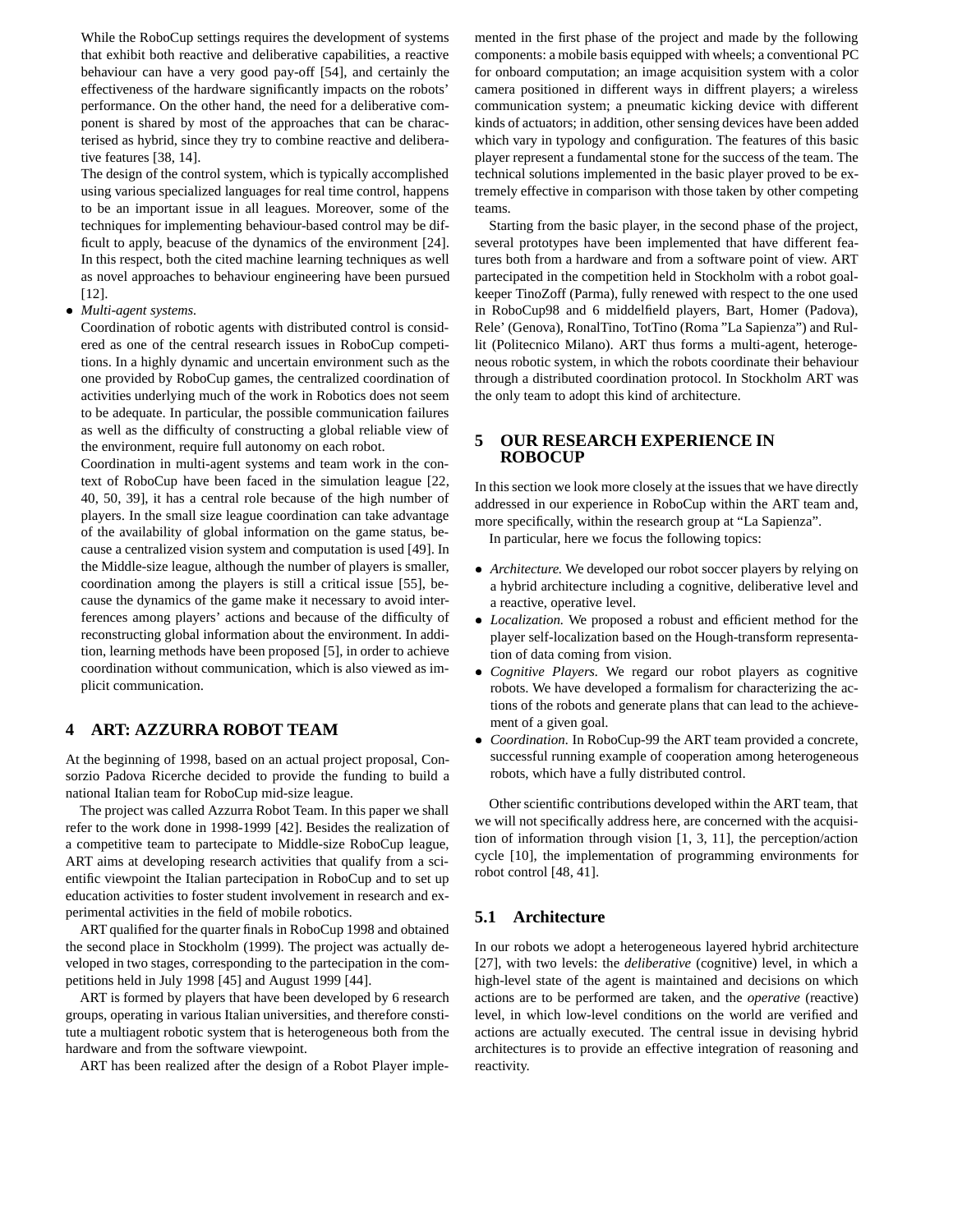While the RoboCup settings requires the development of systems that exhibit both reactive and deliberative capabilities, a reactive behaviour can have a very good pay-off [54], and certainly the effectiveness of the hardware significantly impacts on the robots' performance. On the other hand, the need for a deliberative component is shared by most of the approaches that can be characterised as hybrid, since they try to combine reactive and deliberative features [38, 14].

The design of the control system, which is typically accomplished using various specialized languages for real time control, happens to be an important issue in all leagues. Moreover, some of the techniques for implementing behaviour-based control may be difficult to apply, beacuse of the dynamics of the environment [24]. In this respect, both the cited machine learning techniques as well as novel approaches to behaviour engineering have been pursued [12].

- *Multi-agent systems.*

  Coordination of robotic agents with distributed control is considered as one of the central research issues in RoboCup competitions. In a highly dynamic and uncertain environment such as the one provided by RoboCup games, the centralized coordination of activities underlying much of the work in Robotics does not seem to be adequate. In particular, the possible communication failures as well as the difficulty of constructing a global reliable view of the environment, require full autonomy on each robot.

  Coordination in multi-agent systems and team work in the context of RoboCup have been faced in the simulation league [22, 40, 50, 39], it has a central role because of the high number of players. In the small size league coordination can take advantage of the availability of global information on the game status, because a centralized vision system and computation is used [49]. In the Middle-size league, although the number of players is smaller, coordination among the players is still a critical issue [55], because the dynamics of the game make it necessary to avoid interferences among players' actions and because of the difficulty of reconstructing global information about the environment. In addition, learning methods have been proposed [5], in order to achieve coordination without communication, which is also viewed as implicit communication.

## 4 ART: AZZURRA ROBOT TEAM

At the beginning of 1998, based on an actual project proposal, Consorzio Padova Ricerche decided to provide the funding to build a national Italian team for RoboCup mid-size league.

The project was called Azzurra Robot Team. In this paper we shall refer to the work done in 1998-1999 [42]. Besides the realization of a competitive team to partecipate to Middle-size RoboCup league, ART aims at developing research activities that qualify from a scientific viewpoint the Italian partecipation in RoboCup and to set up education activities to foster student involvement in research and experimental activities in the field of mobile robotics.

ART qualified for the quarter finals in RoboCup 1998 and obtained the second place in Stockholm (1999). The project was actually developed in two stages, corresponding to the partecipation in the competitions held in July 1998 [45] and August 1999 [44].

ART is formed by players that have been developed by 6 research groups, operating in various Italian universities, and therefore constitute a multiagent robotic system that is heterogeneous both from the hardware and from the software viewpoint.

ART has been realized after the design of a Robot Player implemented in the first phase of the project and made by the following components: a mobile basis equipped with wheels; a conventional PC for onboard computation; an image acquisition system with a color camera positioned in different ways in diffrent players; a wireless communication system; a pneumatic kicking device with different kinds of actuators; in addition, other sensing devices have been added which vary in typology and configuration. The features of this basic player represent a fundamental stone for the success of the team. The technical solutions implemented in the basic player proved to be extremely effective in comparison with those taken by other competing teams.

Starting from the basic player, in the second phase of the project, several prototypes have been implemented that have different features both from a hardware and from a software point of view. ART partecipated in the competition held in Stockholm with a robot goalkeeper TinoZoff (Parma), fully renewed with respect to the one used in RoboCup98 and 6 middelfield players, Bart, Homer (Padova), Rele' (Genova), RonalTino, TotTino (Roma "La Sapienza") and Rullit (Politecnico Milano). ART thus forms a multi-agent, heterogeneous robotic system, in which the robots coordinate their behaviour through a distributed coordination protocol. In Stockholm ART was the only team to adopt this kind of architecture.

## 5 OUR RESEARCH EXPERIENCE IN ROBOCUP

In this section we look more closely at the issues that we have directly addressed in our experience in RoboCup within the ART team and, more specifically, within the research group at "La Sapienza".

In particular, here we focus the following topics:

- *Architecture.* We developed our robot soccer players by relying on a hybrid architecture including a cognitive, deliberative level and a reactive, operative level.
- *Localization.* We proposed a robust and efficient method for the player self-localization based on the Hough-transform representation of data coming from vision.
- *Cognitive Players.* We regard our robot players as cognitive robots. We have developed a formalism for characterizing the actions of the robots and generate plans that can lead to the achievement of a given goal.
- *Coordination.* In RoboCup-99 the ART team provided a concrete, successful running example of cooperation among heterogeneous robots, which have a fully distributed control.

Other scientific contributions developed within the ART team, that we will not specifically address here, are concerned with the acquisition of information through vision [1, 3, 11], the perception/action cycle [10], the implementation of programming environments for robot control [48, 41].

### 5.1 Architecture

In our robots we adopt a heterogeneous layered hybrid architecture [27], with two levels: the *deliberative* (cognitive) level, in which a high-level state of the agent is maintained and decisions on which actions are to be performed are taken, and the *operative* (reactive) level, in which low-level conditions on the world are verified and actions are actually executed. The central issue in devising hybrid architectures is to provide an effective integration of reasoning and reactivity.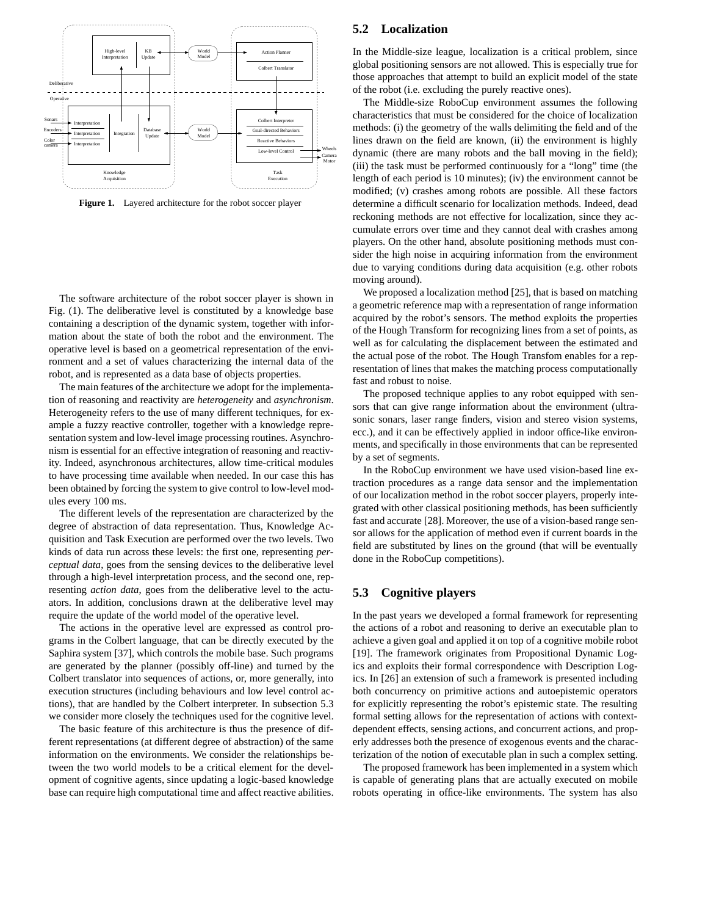Deliberative

Operative

High-level Interpretation

KB Update

World Model

Action Planner

Colbert Translator

Sonars

Encoders

Color camera

Interpretation

Interpretation

Interpretation

Integration

Database Update

World Model

Colbert Interpreter

Goal-directed Behaviors

Reactive Behaviors

Low-level Control

Wheels

Camera Motor

Knowledge Acquisition

Task Execution

**Figure 1.** Layered architecture for the robot soccer player

The software architecture of the robot soccer player is shown in Fig. (1). The deliberative level is constituted by a knowledge base containing a description of the dynamic system, together with information about the state of both the robot and the environment. The operative level is based on a geometrical representation of the environment and a set of values characterizing the internal data of the robot, and is represented as a data base of objects properties.

The main features of the architecture we adopt for the implementation of reasoning and reactivity are *heterogeneity* and *asynchronism*. Heterogeneity refers to the use of many different techniques, for example a fuzzy reactive controller, together with a knowledge representation system and low-level image processing routines. Asynchronism is essential for an effective integration of reasoning and reactivity. Indeed, asynchronous architectures, allow time-critical modules to have processing time available when needed. In our case this has been obtained by forcing the system to give control to low-level modules every 100 ms.

The different levels of the representation are characterized by the degree of abstraction of data representation. Thus, Knowledge Acquisition and Task Execution are performed over the two levels. Two kinds of data run across these levels: the first one, representing *perceptual data*, goes from the sensing devices to the deliberative level through a high-level interpretation process, and the second one, representing *action data*, goes from the deliberative level to the actuators. In addition, conclusions drawn at the deliberative level may require the update of the world model of the operative level.

The actions in the operative level are expressed as control programs in the Colbert language, that can be directly executed by the Saphira system [37], which controls the mobile base. Such programs are generated by the planner (possibly off-line) and turned by the Colbert translator into sequences of actions, or, more generally, into execution structures (including behaviours and low level control actions), that are handled by the Colbert interpreter. In subsection 5.3 we consider more closely the techniques used for the cognitive level.

The basic feature of this architecture is thus the presence of different representations (at different degree of abstraction) of the same information on the environments. We consider the relationships between the two world models to be a critical element for the development of cognitive agents, since updating a logic-based knowledge base can require high computational time and affect reactive abilities.

## 5.2 Localization

In the Middle-size league, localization is a critical problem, since global positioning sensors are not allowed. This is especially true for those approaches that attempt to build an explicit model of the state of the robot (i.e. excluding the purely reactive ones).

The Middle-size RoboCup environment assumes the following characteristics that must be considered for the choice of localization methods: (i) the geometry of the walls delimiting the field and of the lines drawn on the field are known, (ii) the environment is highly dynamic (there are many robots and the ball moving in the field); (iii) the task must be performed continuously for a "long" time (the length of each period is 10 minutes); (iv) the environment cannot be modified; (v) crashes among robots are possible. All these factors determine a difficult scenario for localization methods. Indeed, dead reckoning methods are not effective for localization, since they accumulate errors over time and they cannot deal with crashes among players. On the other hand, absolute positioning methods must consider the high noise in acquiring information from the environment due to varying conditions during data acquisition (e.g. other robots moving around).

We proposed a localization method [25], that is based on matching a geometric reference map with a representation of range information acquired by the robot's sensors. The method exploits the properties of the Hough Transform for recognizing lines from a set of points, as well as for calculating the displacement between the estimated and the actual pose of the robot. The Hough Transfom enables for a representation of lines that makes the matching process computationally fast and robust to noise.

The proposed technique applies to any robot equipped with sensors that can give range information about the environment (ultrasonic sonars, laser range finders, vision and stereo vision systems, ecc.), and it can be effectively applied in indoor office-like environments, and specifically in those environments that can be represented by a set of segments.

In the RoboCup environment we have used vision-based line extraction procedures as a range data sensor and the implementation of our localization method in the robot soccer players, properly integrated with other classical positioning methods, has been sufficiently fast and accurate [28]. Moreover, the use of a vision-based range sensor allows for the application of method even if current boards in the field are substituted by lines on the ground (that will be eventually done in the RoboCup competitions).

## 5.3 Cognitive players

In the past years we developed a formal framework for representing the actions of a robot and reasoning to derive an executable plan to achieve a given goal and applied it on top of a cognitive mobile robot [19]. The framework originates from Propositional Dynamic Logics and exploits their formal correspondence with Description Logics. In [26] an extension of such a framework is presented including both concurrency on primitive actions and autoepistemic operators for explicitly representing the robot's epistemic state. The resulting formal setting allows for the representation of actions with context-dependent effects, sensing actions, and concurrent actions, and properly addresses both the presence of exogenous events and the characterization of the notion of executable plan in such a complex setting.

The proposed framework has been implemented in a system which is capable of generating plans that are actually executed on mobile robots operating in office-like environments. The system has also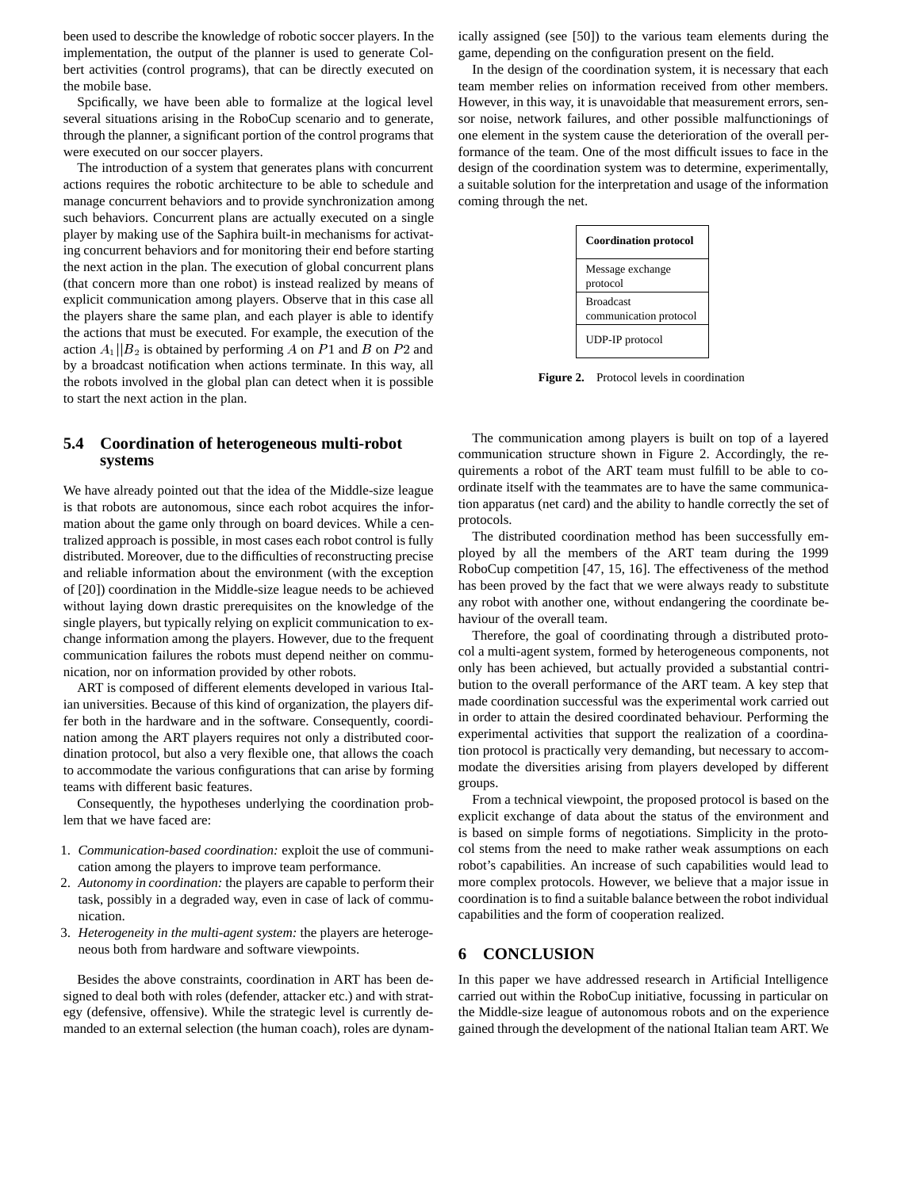been used to describe the knowledge of robotic soccer players. In the implementation, the output of the planner is used to generate Colbert activities (control programs), that can be directly executed on the mobile base.

Spcifically, we have been able to formalize at the logical level several situations arising in the RoboCup scenario and to generate, through the planner, a significant portion of the control programs that were executed on our soccer players.

The introduction of a system that generates plans with concurrent actions requires the robotic architecture to be able to schedule and manage concurrent behaviors and to provide synchronization among such behaviors. Concurrent plans are actually executed on a single player by making use of the Saphira built-in mechanisms for activating concurrent behaviors and for monitoring their end before starting the next action in the plan. The execution of global concurrent plans (that concern more than one robot) is instead realized by means of explicit communication among players. Observe that in this case all the players share the same plan, and each player is able to identify the actions that must be executed. For example, the execution of the action $A_1||B_2$ is obtained by performing $A$ on $P1$ and $B$ on $P2$ and by a broadcast notification when actions terminate. In this way, all the robots involved in the global plan can detect when it is possible to start the next action in the plan.

### 5.4 Coordination of heterogeneous multi-robot systems

We have already pointed out that the idea of the Middle-size league is that robots are autonomous, since each robot acquires the information about the game only through on board devices. While a centralized approach is possible, in most cases each robot control is fully distributed. Moreover, due to the difficulties of reconstructing precise and reliable information about the environment (with the exception of [20]) coordination in the Middle-size league needs to be achieved without laying down drastic prerequisites on the knowledge of the single players, but typically relying on explicit communication to exchange information among the players. However, due to the frequent communication failures the robots must depend neither on communication, nor on information provided by other robots.

ART is composed of different elements developed in various Italian universities. Because of this kind of organization, the players differ both in the hardware and in the software. Consequently, coordination among the ART players requires not only a distributed coordination protocol, but also a very flexible one, that allows the coach to accommodate the various configurations that can arise by forming teams with different basic features.

Consequently, the hypotheses underlying the coordination problem that we have faced are:

1. *Communication-based coordination:* exploit the use of communication among the players to improve team performance.
2. *Autonomy in coordination:* the players are capable to perform their task, possibly in a degraded way, even in case of lack of communication.
3. *Heterogeneity in the multi-agent system:* the players are heterogeneous both from hardware and software viewpoints.

Besides the above constraints, coordination in ART has been designed to deal both with roles (defender, attacker etc.) and with strategy (defensive, offensive). While the strategic level is currently demanded to an external selection (the human coach), roles are dynamically assigned (see [50]) to the various team elements during the game, depending on the configuration present on the field.

In the design of the coordination system, it is necessary that each team member relies on information received from other members. However, in this way, it is unavoidable that measurement errors, sensor noise, network failures, and other possible malfunctionings of one element in the system cause the deterioration of the overall performance of the team. One of the most difficult issues to face in the design of the coordination system was to determine, experimentally, a suitable solution for the interpretation and usage of the information coming through the net.

| **Coordination protocol** |
|---|
| Message exchange protocol |
| Broadcast communication protocol |
| UDP-IP protocol |

**Figure 2.** Protocol levels in coordination

The communication among players is built on top of a layered communication structure shown in Figure 2. Accordingly, the requirements a robot of the ART team must fulfill to be able to coordinate itself with the teammates are to have the same communication apparatus (net card) and the ability to handle correctly the set of protocols.

The distributed coordination method has been successfully employed by all the members of the ART team during the 1999 RoboCup competition [47, 15, 16]. The effectiveness of the method has been proved by the fact that we were always ready to substitute any robot with another one, without endangering the coordinate behaviour of the overall team.

Therefore, the goal of coordinating through a distributed protocol a multi-agent system, formed by heterogeneous components, not only has been achieved, but actually provided a substantial contribution to the overall performance of the ART team. A key step that made coordination successful was the experimental work carried out in order to attain the desired coordinated behaviour. Performing the experimental activities that support the realization of a coordination protocol is practically very demanding, but necessary to accommodate the diversities arising from players developed by different groups.

From a technical viewpoint, the proposed protocol is based on the explicit exchange of data about the status of the environment and is based on simple forms of negotiations. Simplicity in the protocol stems from the need to make rather weak assumptions on each robot's capabilities. An increase of such capabilities would lead to more complex protocols. However, we believe that a major issue in coordination is to find a suitable balance between the robot individual capabilities and the form of cooperation realized.

## 6 CONCLUSION

In this paper we have addressed research in Artificial Intelligence carried out within the RoboCup initiative, focussing in particular on the Middle-size league of autonomous robots and on the experience gained through the development of the national Italian team ART. We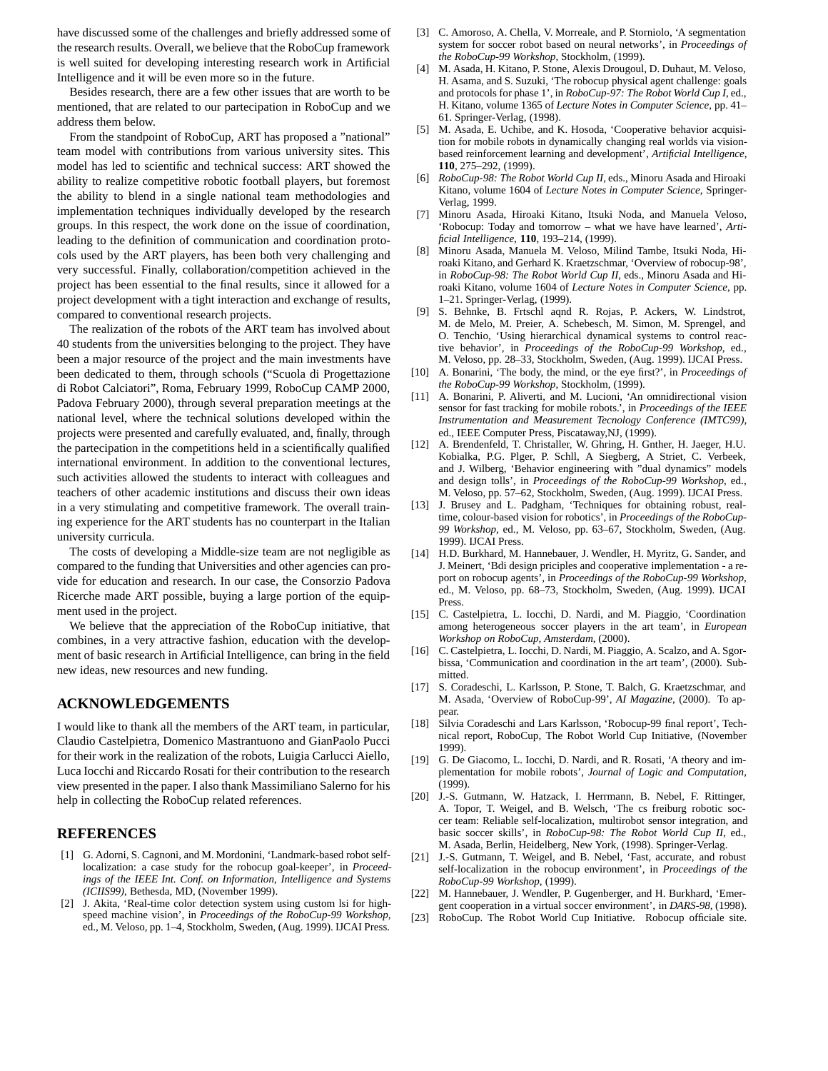have discussed some of the challenges and briefly addressed some of the research results. Overall, we believe that the RoboCup framework is well suited for developing interesting research work in Artificial Intelligence and it will be even more so in the future.

Besides research, there are a few other issues that are worth to be mentioned, that are related to our partecipation in RoboCup and we address them below.

From the standpoint of RoboCup, ART has proposed a "national" team model with contributions from various university sites. This model has led to scientific and technical success: ART showed the ability to realize competitive robotic football players, but foremost the ability to blend in a single national team methodologies and implementation techniques individually developed by the research groups. In this respect, the work done on the issue of coordination, leading to the definition of communication and coordination protocols used by the ART players, has been both very challenging and very successful. Finally, collaboration/competition achieved in the project has been essential to the final results, since it allowed for a project development with a tight interaction and exchange of results, compared to conventional research projects.

The realization of the robots of the ART team has involved about 40 students from the universities belonging to the project. They have been a major resource of the project and the main investments have been dedicated to them, through schools ("Scuola di Progettazione di Robot Calciatori", Roma, February 1999, RoboCup CAMP 2000, Padova February 2000), through several preparation meetings at the national level, where the technical solutions developed within the projects were presented and carefully evaluated, and, finally, through the partecipation in the competitions held in a scientifically qualified international environment. In addition to the conventional lectures, such activities allowed the students to interact with colleagues and teachers of other academic institutions and discuss their own ideas in a very stimulating and competitive framework. The overall training experience for the ART students has no counterpart in the Italian university curricula.

The costs of developing a Middle-size team are not negligible as compared to the funding that Universities and other agencies can provide for education and research. In our case, the Consorzio Padova Ricerche made ART possible, buying a large portion of the equipment used in the project.

We believe that the appreciation of the RoboCup initiative, that combines, in a very attractive fashion, education with the development of basic research in Artificial Intelligence, can bring in the field new ideas, new resources and new funding.

## ACKNOWLEDGEMENTS

I would like to thank all the members of the ART team, in particular, Claudio Castelpietra, Domenico Mastrantuono and GianPaolo Pucci for their work in the realization of the robots, Luigia Carlucci Aiello, Luca Iocchi and Riccardo Rosati for their contribution to the research view presented in the paper. I also thank Massimiliano Salerno for his help in collecting the RoboCup related references.

## REFERENCES

[1] G. Adorni, S. Cagnoni, and M. Mordonini, 'Landmark-based robot self-localization: a case study for the robocup goal-keeper', in *Proceedings of the IEEE Int. Conf. on Information, Intelligence and Systems (ICIIS99)*, Bethesda, MD, (November 1999).

[2] J. Akita, 'Real-time color detection system using custom lsi for high-speed machine vision', in *Proceedings of the RoboCup-99 Workshop*, ed., M. Veloso, pp. 1–4, Stockholm, Sweden, (Aug. 1999). IJCAI Press.

[3] C. Amoroso, A. Chella, V. Morreale, and P. Storniolo, 'A segmentation system for soccer robot based on neural networks', in *Proceedings of the RoboCup-99 Workshop*, Stockholm, (1999).

[4] M. Asada, H. Kitano, P. Stone, Alexis Drougoul, D. Duhaut, M. Veloso, H. Asama, and S. Suzuki, 'The robocup physical agent challenge: goals and protocols for phase 1', in *RoboCup-97: The Robot World Cup I*, ed., H. Kitano, volume 1365 of *Lecture Notes in Computer Science*, pp. 41–61. Springer-Verlag, (1998).

[5] M. Asada, E. Uchibe, and K. Hosoda, 'Cooperative behavior acquisition for mobile robots in dynamically changing real worlds via vision-based reinforcement learning and development', *Artificial Intelligence*, **110**, 275–292, (1999).

[6] *RoboCup-98: The Robot World Cup II*, eds., Minoru Asada and Hiroaki Kitano, volume 1604 of *Lecture Notes in Computer Science*, Springer-Verlag, 1999.

[7] Minoru Asada, Hiroaki Kitano, Itsuki Noda, and Manuela Veloso, 'Robocup: Today and tomorrow – what we have have learned', *Artificial Intelligence*, **110**, 193–214, (1999).

[8] Minoru Asada, Manuela M. Veloso, Milind Tambe, Itsuki Noda, Hiroaki Kitano, and Gerhard K. Kraetzschmar, 'Overview of robocup-98', in *RoboCup-98: The Robot World Cup II*, eds., Minoru Asada and Hiroaki Kitano, volume 1604 of *Lecture Notes in Computer Science*, pp. 1–21. Springer-Verlag, (1999).

[9] S. Behnke, B. Frtschl aqnd R. Rojas, P. Ackers, W. Lindstrot, M. de Melo, M. Preier, A. Schebesch, M. Simon, M. Sprengel, and O. Tenchio, 'Using hierarchical dynamical systems to control reactive behavior', in *Proceedings of the RoboCup-99 Workshop*, ed., M. Veloso, pp. 28–33, Stockholm, Sweden, (Aug. 1999). IJCAI Press.

[10] A. Bonarini, 'The body, the mind, or the eye first?', in *Proceedings of the RoboCup-99 Workshop*, Stockholm, (1999).

[11] A. Bonarini, P. Aliverti, and M. Lucioni, 'An omnidirectional vision sensor for fast tracking for mobile robots.', in *Proceedings of the IEEE Instrumentation and Measurement Tecnology Conference (IMTC99)*, ed., IEEE Computer Press, Piscataway,NJ, (1999).

[12] A. Brendenfeld, T. Christaller, W. Ghring, H. Gnther, H. Jaeger, H.U. Kobialka, P.G. Plger, P. Schll, A Siegberg, A Striet, C. Verbeek, and J. Wilberg, 'Behavior engineering with "dual dynamics" models and design tolls', in *Proceedings of the RoboCup-99 Workshop*, ed., M. Veloso, pp. 57–62, Stockholm, Sweden, (Aug. 1999). IJCAI Press.

[13] J. Brusey and L. Padgham, 'Techniques for obtaining robust, real-time, colour-based vision for robotics', in *Proceedings of the RoboCup-99 Workshop*, ed., M. Veloso, pp. 63–67, Stockholm, Sweden, (Aug. 1999). IJCAI Press.

[14] H.D. Burkhard, M. Hannebauer, J. Wendler, H. Myritz, G. Sander, and J. Meinert, 'Bdi design priciples and cooperative implementation - a report on robocup agents', in *Proceedings of the RoboCup-99 Workshop*, ed., M. Veloso, pp. 68–73, Stockholm, Sweden, (Aug. 1999). IJCAI Press.

[15] C. Castelpietra, L. Iocchi, D. Nardi, and M. Piaggio, 'Coordination among heterogeneous soccer players in the art team', in *European Workshop on RoboCup, Amsterdam*, (2000).

[16] C. Castelpietra, L. Iocchi, D. Nardi, M. Piaggio, A. Scalzo, and A. Sgorbissa, 'Communication and coordination in the art team', (2000). Submitted.

[17] S. Coradeschi, L. Karlsson, P. Stone, T. Balch, G. Kraetzschmar, and M. Asada, 'Overview of RoboCup-99', *AI Magazine*, (2000). To appear.

[18] Silvia Coradeschi and Lars Karlsson, 'Robocup-99 final report', Technical report, RoboCup, The Robot World Cup Initiative, (November 1999).

[19] G. De Giacomo, L. Iocchi, D. Nardi, and R. Rosati, 'A theory and implementation for mobile robots', *Journal of Logic and Computation*, (1999).

[20] J.-S. Gutmann, W. Hatzack, I. Herrmann, B. Nebel, F. Rittinger, A. Topor, T. Weigel, and B. Welsch, 'The cs freiburg robotic soccer team: Reliable self-localization, multirobot sensor integration, and basic soccer skills', in *RoboCup-98: The Robot World Cup II*, ed., M. Asada, Berlin, Heidelberg, New York, (1998). Springer-Verlag.

[21] J.-S. Gutmann, T. Weigel, and B. Nebel, 'Fast, accurate, and robust self-localization in the robocup environment', in *Proceedings of the RoboCup-99 Workshop*, (1999).

[22] M. Hannebauer, J. Wendler, P. Gugenberger, and H. Burkhard, 'Emergent cooperation in a virtual soccer environment', in *DARS-98*, (1998).

[23] RoboCup. The Robot World Cup Initiative. Robocup officiale site.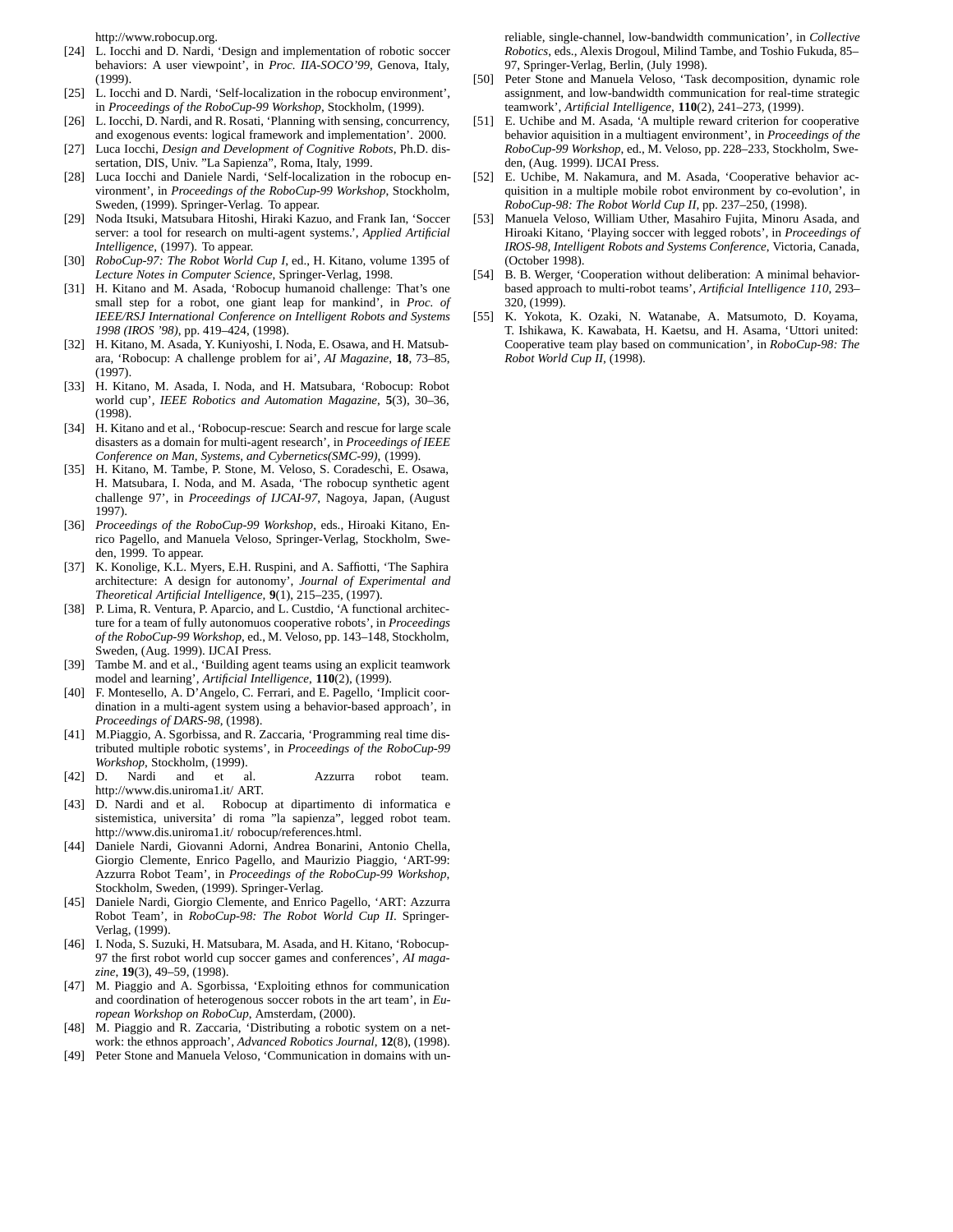http://www.robocup.org.

[24] L. Iocchi and D. Nardi, 'Design and implementation of robotic soccer behaviors: A user viewpoint', in *Proc. IIA-SOCO'99*, Genova, Italy, (1999).

[25] L. Iocchi and D. Nardi, 'Self-localization in the robocup environment', in *Proceedings of the RoboCup-99 Workshop*, Stockholm, (1999).

[26] L. Iocchi, D. Nardi, and R. Rosati, 'Planning with sensing, concurrency, and exogenous events: logical framework and implementation'. 2000.

[27] Luca Iocchi, *Design and Development of Cognitive Robots*, Ph.D. dissertation, DIS, Univ. "La Sapienza", Roma, Italy, 1999.

[28] Luca Iocchi and Daniele Nardi, 'Self-localization in the robocup environment', in *Proceedings of the RoboCup-99 Workshop*, Stockholm, Sweden, (1999). Springer-Verlag. To appear.

[29] Noda Itsuki, Matsubara Hitoshi, Hiraki Kazuo, and Frank Ian, 'Soccer server: a tool for research on multi-agent systems.', *Applied Artificial Intelligence*, (1997). To appear.

[30] *RoboCup-97: The Robot World Cup I*, ed., H. Kitano, volume 1395 of *Lecture Notes in Computer Science*, Springer-Verlag, 1998.

[31] H. Kitano and M. Asada, 'Robocup humanoid challenge: That's one small step for a robot, one giant leap for mankind', in *Proc. of IEEE/RSJ International Conference on Intelligent Robots and Systems 1998 (IROS '98)*, pp. 419–424, (1998).

[32] H. Kitano, M. Asada, Y. Kuniyoshi, I. Noda, E. Osawa, and H. Matsubara, 'Robocup: A challenge problem for ai', *AI Magazine*, **18**, 73–85, (1997).

[33] H. Kitano, M. Asada, I. Noda, and H. Matsubara, 'Robocup: Robot world cup', *IEEE Robotics and Automation Magazine*, **5**(3), 30–36, (1998).

[34] H. Kitano and et al., 'Robocup-rescue: Search and rescue for large scale disasters as a domain for multi-agent research', in *Proceedings of IEEE Conference on Man, Systems, and Cybernetics(SMC-99)*, (1999).

[35] H. Kitano, M. Tambe, P. Stone, M. Veloso, S. Coradeschi, E. Osawa, H. Matsubara, I. Noda, and M. Asada, 'The robocup synthetic agent challenge 97', in *Proceedings of IJCAI-97*, Nagoya, Japan, (August 1997).

[36] *Proceedings of the RoboCup-99 Workshop*, eds., Hiroaki Kitano, Enrico Pagello, and Manuela Veloso, Springer-Verlag, Stockholm, Sweden, 1999. To appear.

[37] K. Konolige, K.L. Myers, E.H. Ruspini, and A. Saffiotti, 'The Saphira architecture: A design for autonomy', *Journal of Experimental and Theoretical Artificial Intelligence*, **9**(1), 215–235, (1997).

[38] P. Lima, R. Ventura, P. Aparcio, and L. Custdio, 'A functional architecture for a team of fully autonomuos cooperative robots', in *Proceedings of the RoboCup-99 Workshop*, ed., M. Veloso, pp. 143–148, Stockholm, Sweden, (Aug. 1999). IJCAI Press.

[39] Tambe M. and et al., 'Building agent teams using an explicit teamwork model and learning', *Artificial Intelligence*, **110**(2), (1999).

[40] F. Montesello, A. D'Angelo, C. Ferrari, and E. Pagello, 'Implicit coordination in a multi-agent system using a behavior-based approach', in *Proceedings of DARS-98*, (1998).

[41] M.Piaggio, A. Sgorbissa, and R. Zaccaria, 'Programming real time distributed multiple robotic systems', in *Proceedings of the RoboCup-99 Workshop*, Stockholm, (1999).

[42] D. Nardi and et al. Azzurra robot team. http://www.dis.uniroma1.it/ ART.

[43] D. Nardi and et al. Robocup at dipartimento di informatica e sistemistica, universita' di roma "la sapienza", legged robot team. http://www.dis.uniroma1.it/ robocup/references.html.

[44] Daniele Nardi, Giovanni Adorni, Andrea Bonarini, Antonio Chella, Giorgio Clemente, Enrico Pagello, and Maurizio Piaggio, 'ART-99: Azzurra Robot Team', in *Proceedings of the RoboCup-99 Workshop*, Stockholm, Sweden, (1999). Springer-Verlag.

[45] Daniele Nardi, Giorgio Clemente, and Enrico Pagello, 'ART: Azzurra Robot Team', in *RoboCup-98: The Robot World Cup II*. Springer-Verlag, (1999).

[46] I. Noda, S. Suzuki, H. Matsubara, M. Asada, and H. Kitano, 'Robocup-97 the first robot world cup soccer games and conferences', *AI magazine*, **19**(3), 49–59, (1998).

[47] M. Piaggio and A. Sgorbissa, 'Exploiting ethnos for communication and coordination of heterogenous soccer robots in the art team', in *European Workshop on RoboCup*, Amsterdam, (2000).

[48] M. Piaggio and R. Zaccaria, 'Distributing a robotic system on a network: the ethnos approach', *Advanced Robotics Journal*, **12**(8), (1998).

[49] Peter Stone and Manuela Veloso, 'Communication in domains with unreliable, single-channel, low-bandwidth communication', in *Collective Robotics*, eds., Alexis Drogoul, Milind Tambe, and Toshio Fukuda, 85–97, Springer-Verlag, Berlin, (July 1998).

[50] Peter Stone and Manuela Veloso, 'Task decomposition, dynamic role assignment, and low-bandwidth communication for real-time strategic teamwork', *Artificial Intelligence*, **110**(2), 241–273, (1999).

[51] E. Uchibe and M. Asada, 'A multiple reward criterion for cooperative behavior aquisition in a multiagent environment', in *Proceedings of the RoboCup-99 Workshop*, ed., M. Veloso, pp. 228–233, Stockholm, Sweden, (Aug. 1999). IJCAI Press.

[52] E. Uchibe, M. Nakamura, and M. Asada, 'Cooperative behavior acquisition in a multiple mobile robot environment by co-evolution', in *RoboCup-98: The Robot World Cup II*, pp. 237–250, (1998).

[53] Manuela Veloso, William Uther, Masahiro Fujita, Minoru Asada, and Hiroaki Kitano, 'Playing soccer with legged robots', in *Proceedings of IROS-98, Intelligent Robots and Systems Conference*, Victoria, Canada, (October 1998).

[54] B. B. Werger, 'Cooperation without deliberation: A minimal behavior-based approach to multi-robot teams', *Artificial Intelligence 110*, 293–320, (1999).

[55] K. Yokota, K. Ozaki, N. Watanabe, A. Matsumoto, D. Koyama, T. Ishikawa, K. Kawabata, H. Kaetsu, and H. Asama, 'Uttori united: Cooperative team play based on communication', in *RoboCup-98: The Robot World Cup II*, (1998).